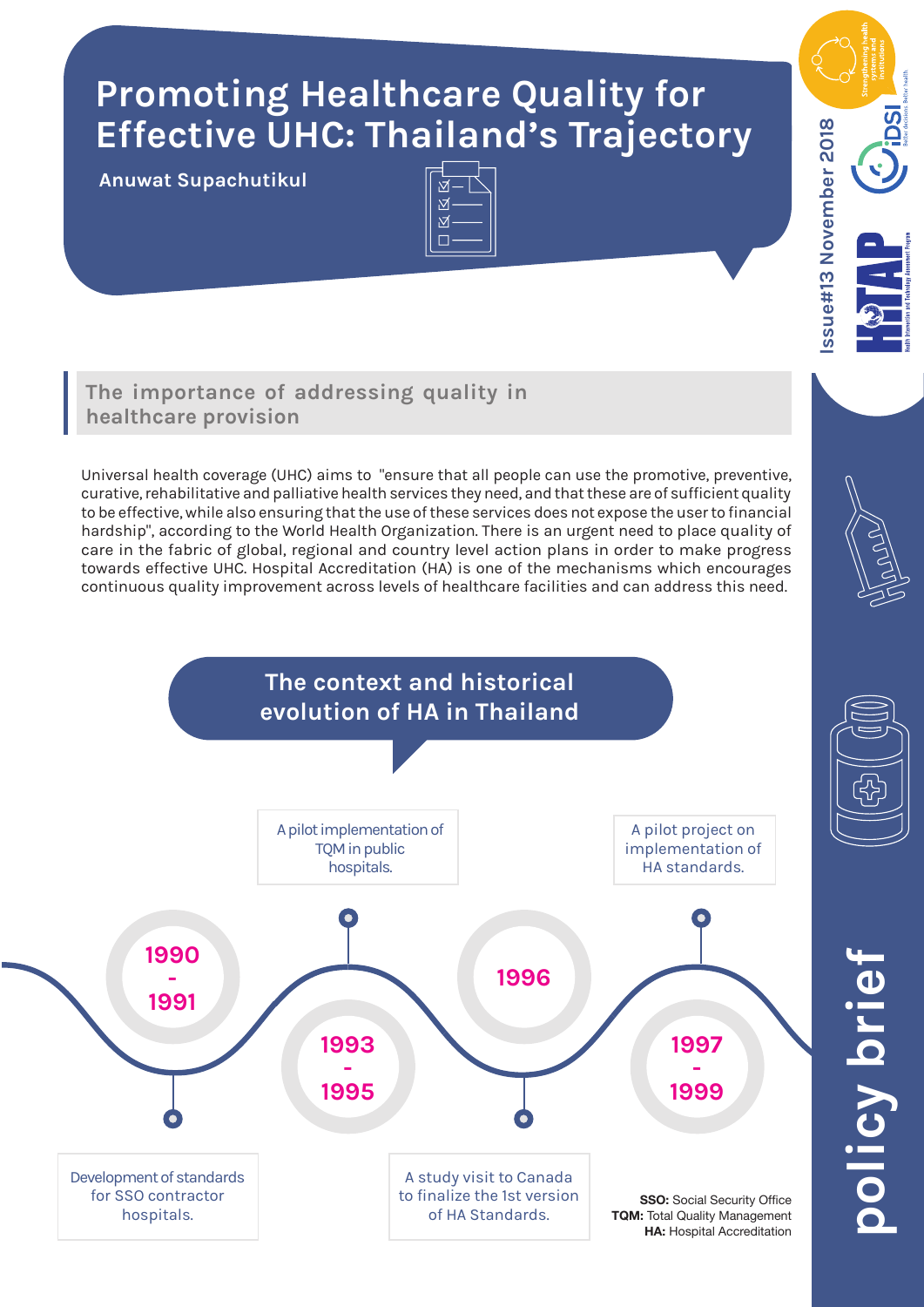# Promoting Healthcare Quality for Effective UHC: Thailand's Trajectory

**Anuwat Supachutikul**

Issue#13 November 2018

policy brief

## The importance of addressing quality in healthcare provision

Universal health coverage (UHC) aims to "ensure that all people can use the promotive, preventive, curative, rehabilitative and palliative health services they need, and that these are of sufficient quality to be effective, while also ensuring that the use of these services does not expose the user to financial hardship", according to the World Health Organization. There is an urgent need to place quality of care in the fabric of global, regional and country level action plans in order to make progress towards effective UHC. Hospital Accreditation (HA) is one of the mechanisms which encourages continuous quality improvement across levels of healthcare facilities and can address this need.

## The context and historical evolution of HA in Thailand

- **1990 - 1991**: Development of standards for SSO contractor hospitals.
- **1993 - 1995**: A pilot implementation of TQM in public hospitals.
- **1996**: A study visit to Canada to finalize the 1st version of HA Standards.
- **1997 - 1999**: A pilot project on implementation of HA standards.

**SSO:** Social Security Office
**TQM:** Total Quality Management
**HA:** Hospital Accreditation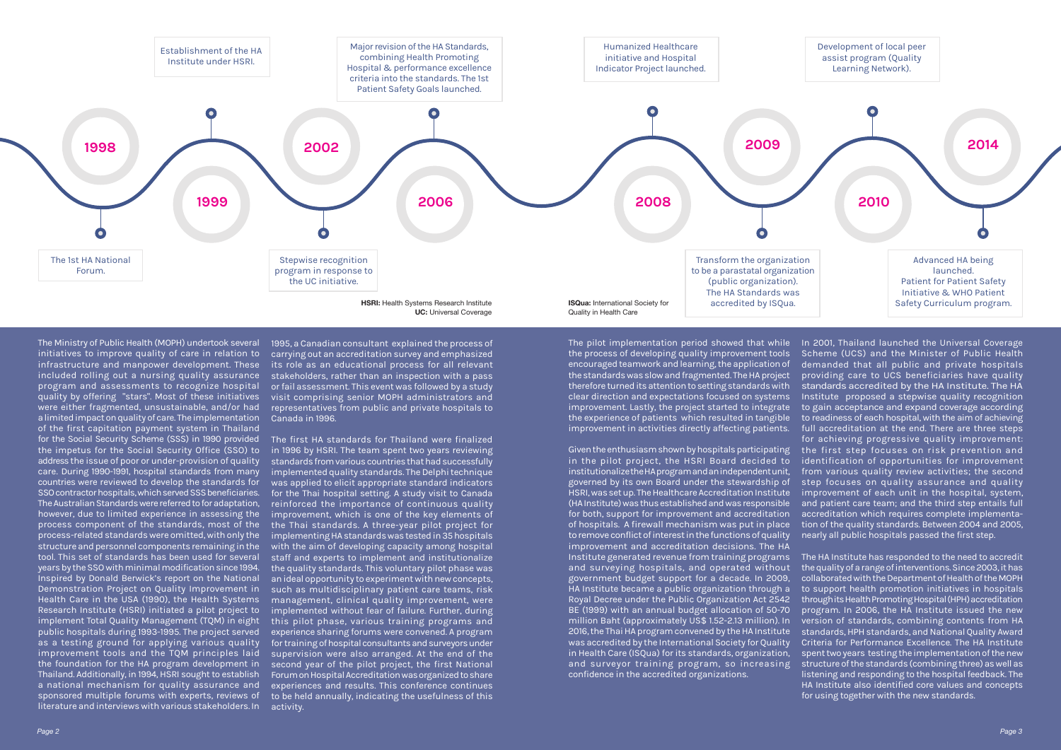**1998** – Establishment of the HA Institute under HSRI.

**1999** – The 1st HA National Forum.

**2002** – Stepwise recognition program in response to the UC initiative.

**2006** – Major revision of the HA Standards, combining Health Promoting Hospital & performance excellence criteria into the standards. The 1st Patient Safety Goals launched.

**2008** – Humanized Healthcare initiative and Hospital Indicator Project launched.

**2009** – Transform the organization to be a parastatal organization (public organization). The HA Standards was accredited by ISQua.

**2010** – Development of local peer assist program (Quality Learning Network).

**2014** – Advanced HA being launched. Patient for Patient Safety Initiative & WHO Patient Safety Curriculum program.

**HSRI:** Health Systems Research Institute
**UC:** Universal Coverage

**ISQua:** International Society for Quality in Health Care

The Ministry of Public Health (MOPH) undertook several initiatives to improve quality of care in relation to infrastructure and manpower development. These included rolling out a nursing quality assurance program and assessments to recognize hospital quality by offering "stars". Most of these initiatives were either fragmented, unsustainable, and/or had a limited impact on quality of care. The implementation of the first capitation payment system in Thailand for the Social Security Scheme (SSS) in 1990 provided the impetus for the Social Security Office (SSO) to address the issue of poor or under-provision of quality care. During 1990-1991, hospital standards from many countries were reviewed to develop the standards for SSO contractor hospitals, which served SSS beneficiaries. The Australian Standards were referred to for adaptation, however, due to limited experience in assessing the process component of the standards, most of the process-related standards were omitted, with only the structure and personnel components remaining in the tool. This set of standards has been used for several years by the SSO with minimal modification since 1994. Inspired by Donald Berwick's report on the National Demonstration Project on Quality Improvement in Health Care in the USA (1990), the Health Systems Research Institute (HSRI) initiated a pilot project to implement Total Quality Management (TQM) in eight public hospitals during 1993-1995. The project served as a testing ground for applying various quality improvement tools and the TQM principles laid the foundation for the HA program development in Thailand. Additionally, in 1994, HSRI sought to establish a national mechanism for quality assurance and sponsored multiple forums with experts, reviews of literature and interviews with various stakeholders. In 1995, a Canadian consultant explained the process of carrying out an accreditation survey and emphasized its role as an educational process for all relevant stakeholders, rather than an inspection with a pass or fail assessment. This event was followed by a study visit comprising senior MOPH administrators and representatives from public and private hospitals to Canada in 1996.

The first HA standards for Thailand were finalized in 1996 by HSRI. The team spent two years reviewing standards from various countries that had successfully implemented quality standards. The Delphi technique was applied to elicit appropriate standard indicators for the Thai hospital setting. A study visit to Canada reinforced the importance of continuous quality improvement, which is one of the key elements of the Thai standards. A three-year pilot project for implementing HA standards was tested in 35 hospitals with the aim of developing capacity among hospital staff and experts to implement and institutionalize the quality standards. This voluntary pilot phase was an ideal opportunity to experiment with new concepts, such as multidisciplinary patient care teams, risk management, clinical quality improvement, were implemented without fear of failure. Further, during this pilot phase, various training programs and experience sharing forums were convened. A program for training of hospital consultants and surveyors under supervision were also arranged. At the end of the second year of the pilot project, the first National Forum on Hospital Accreditation was organized to share experiences and results. This conference continues to be held annually, indicating the usefulness of this activity.

The pilot implementation period showed that while the process of developing quality improvement tools encouraged teamwork and learning, the application of the standards was slow and fragmented. The HA project therefore turned its attention to setting standards with clear direction and expectations focused on systems improvement. Lastly, the project started to integrate the experience of patients which resulted in tangible improvement in activities directly affecting patients.

Given the enthusiasm shown by hospitals participating in the pilot project, the HSRI Board decided to institutionalize the HA program and an independent unit, governed by its own Board under the stewardship of HSRI, was set up. The Healthcare Accreditation Institute (HA Institute) was thus established and was responsible for both, support for improvement and accreditation of hospitals. A firewall mechanism was put in place to remove conflict of interest in the functions of quality improvement and accreditation decisions. The HA Institute generated revenue from training programs and surveying hospitals, and operated without government budget support for a decade. In 2009, HA Institute became a public organization through a Royal Decree under the Public Organization Act 2542 BE (1999) with an annual budget allocation of 50-70 million Baht (approximately US$ 1.52-2.13 million). In 2016, the Thai HA program convened by the HA Institute was accredited by the International Society for Quality in Health Care (ISQua) for its standards, organization, and surveyor training program, so increasing confidence in the accredited organizations.

In 2001, Thailand launched the Universal Coverage Scheme (UCS) and the Minister of Public Health demanded that all public and private hospitals providing care to UCS beneficiaries have quality standards accredited by the HA Institute. The HA Institute proposed a stepwise quality recognition to gain acceptance and expand coverage according to readiness of each hospital, with the aim of achieving full accreditation at the end. There are three steps for achieving progressive quality improvement: the first step focuses on risk prevention and identification of opportunities for improvement from various quality review activities; the second step focuses on quality assurance and quality improvement of each unit in the hospital, system, and patient care team; and the third step entails full accreditation which requires complete implementation of the quality standards. Between 2004 and 2005, nearly all public hospitals passed the first step.

The HA Institute has responded to the need to accredit the quality of a range of interventions. Since 2003, it has collaborated with the Department of Health of the MOPH to support health promotion initiatives in hospitals through its Health Promoting Hospital (HPH) accreditation program. In 2006, the HA Institute issued the new version of standards, combining contents from HA standards, HPH standards, and National Quality Award Criteria for Performance Excellence. The HA Institute spent two years testing the implementation of the new structure of the standards (combining three) as well as listening and responding to the hospital feedback. The HA Institute also identified core values and concepts for using together with the new standards.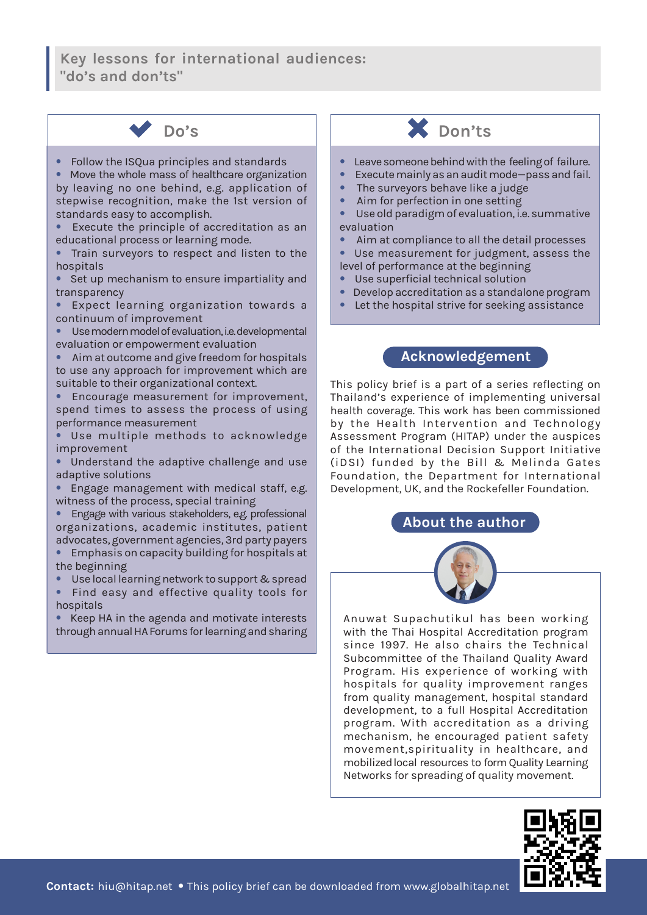## Key lessons for international audiences: "do's and don'ts"

### Do's

- Follow the ISQua principles and standards
- Move the whole mass of healthcare organization by leaving no one behind, e.g. application of stepwise recognition, make the 1st version of standards easy to accomplish.
- Execute the principle of accreditation as an educational process or learning mode.
- Train surveyors to respect and listen to the hospitals
- Set up mechanism to ensure impartiality and transparency
- Expect learning organization towards a continuum of improvement
- Use modern model of evaluation, i.e. developmental evaluation or empowerment evaluation
- Aim at outcome and give freedom for hospitals to use any approach for improvement which are suitable to their organizational context.
- Encourage measurement for improvement, spend times to assess the process of using performance measurement
- Use multiple methods to acknowledge improvement
- Understand the adaptive challenge and use adaptive solutions
- Engage management with medical staff, e.g. witness of the process, special training
- Engage with various stakeholders, e.g. professional organizations, academic institutes, patient advocates, government agencies, 3rd party payers
- Emphasis on capacity building for hospitals at the beginning
- Use local learning network to support & spread
- Find easy and effective quality tools for hospitals
- Keep HA in the agenda and motivate interests through annual HA Forums for learning and sharing

### Don'ts

- Leave someone behind with the feeling of failure.
- Execute mainly as an audit mode—pass and fail.
- The surveyors behave like a judge
- Aim for perfection in one setting
- Use old paradigm of evaluation, i.e. summative evaluation
- Aim at compliance to all the detail processes
- Use measurement for judgment, assess the level of performance at the beginning
- Use superficial technical solution
- Develop accreditation as a standalone program
- Let the hospital strive for seeking assistance

## Acknowledgement

This policy brief is a part of a series reflecting on Thailand's experience of implementing universal health coverage. This work has been commissioned by the Health Intervention and Technology Assessment Program (HITAP) under the auspices of the International Decision Support Initiative (iDSI) funded by the Bill & Melinda Gates Foundation, the Department for International Development, UK, and the Rockefeller Foundation.

## About the author

Anuwat Supachutikul has been working with the Thai Hospital Accreditation program since 1997. He also chairs the Technical Subcommittee of the Thailand Quality Award Program. His experience of working with hospitals for quality improvement ranges from quality management, hospital standard development, to a full Hospital Accreditation program. With accreditation as a driving mechanism, he encouraged patient safety movement,spirituality in healthcare, and mobilized local resources to form Quality Learning Networks for spreading of quality movement.

**Contact:** hiu@hitap.net • This policy brief can be downloaded from www.globalhitap.net